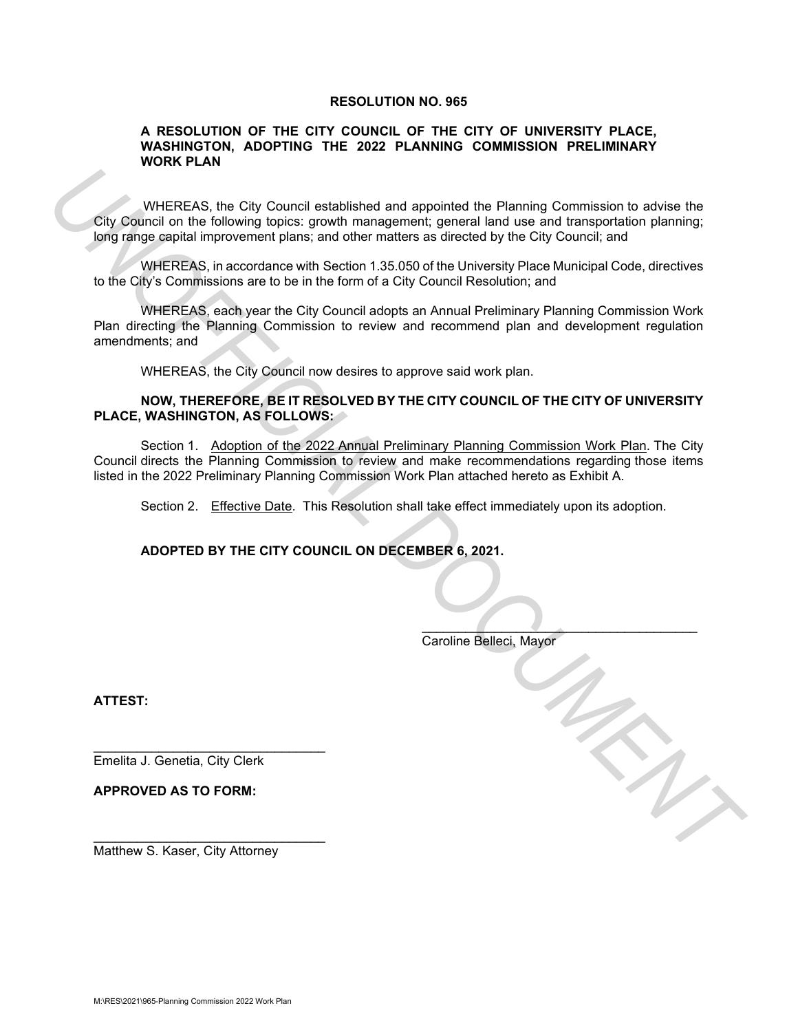# RESOLUTION NO. 965

## A RESOLUTION OF THE CITY COUNCIL OF THE CITY OF UNIVERSITY PLACE, WASHINGTON, ADOPTING THE 2022 PLANNING COMMISSION PRELIMINARY WORK PLAN

WHEREAS, the City Council established and appointed the Planning Commission to advise the City Council on the following topics: growth management; general land use and transportation planning; long range capital improvement plans; and other matters as directed by the City Council; and

WHEREAS, in accordance with Section 1.35.050 of the University Place Municipal Code, directives to the City's Commissions are to be in the form of a City Council Resolution; and

WHEREAS, each year the City Council adopts an Annual Preliminary Planning Commission Work Plan directing the Planning Commission to review and recommend plan and development regulation amendments; and

WHEREAS, the City Council now desires to approve said work plan.

**NOW, THEREFORE, BE IT RESOLVED BY THE CITY COUNCIL OF THE CITY OF UNIVERSITY PLACE, WASHINGTON, AS FOLLOWS:**

Section 1. Adoption of the 2022 Annual Preliminary Planning Commission Work Plan. The City Council directs the Planning Commission to review and make recommendations regarding those items listed in the 2022 Preliminary Planning Commission Work Plan attached hereto as Exhibit A.

Section 2. Effective Date. This Resolution shall take effect immediately upon its adoption.

**ADOPTED BY THE CITY COUNCIL ON DECEMBER 6, 2021.**

\_\_\_\_\_\_\_\_\_\_\_\_\_\_\_\_\_\_\_\_\_\_\_\_\_\_\_\_\_\_\_\_\_\_\_\_
Caroline Belleci, Mayor

**ATTEST:**

\_\_\_\_\_\_\_\_\_\_\_\_\_\_\_\_\_\_\_\_\_\_\_\_\_\_\_\_\_\_
Emelita J. Genetia, City Clerk

**APPROVED AS TO FORM:**

\_\_\_\_\_\_\_\_\_\_\_\_\_\_\_\_\_\_\_\_\_\_\_\_\_\_\_\_\_\_
Matthew S. Kaser, City Attorney

M:\RES\2021\965-Planning Commission 2022 Work Plan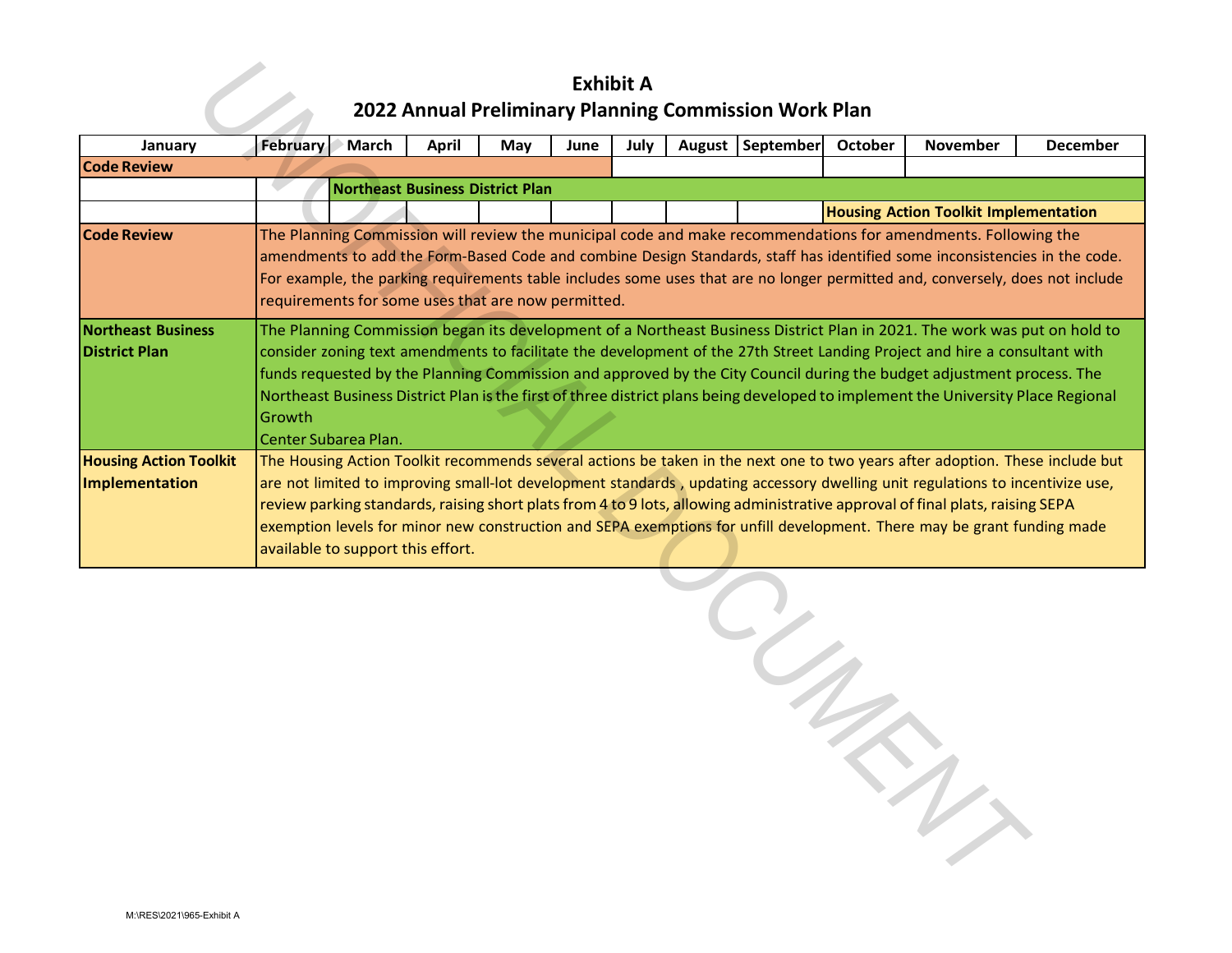# Exhibit A
## 2022 Annual Preliminary Planning Commission Work Plan

| January | February | March | April | May | June | July | August | September | October | November | December |
|---|---|---|---|---|---|---|---|---|---|---|---|
| **Code Review** | | | | | | | | | | | |
| | | **Northeast Business District Plan** | | | | | | | | | |
| | | | | | | | | | **Housing Action Toolkit Implementation** | | |

| | |
|---|---|
| **Code Review** | The Planning Commission will review the municipal code and make recommendations for amendments. Following the amendments to add the Form-Based Code and combine Design Standards, staff has identified some inconsistencies in the code. For example, the parking requirements table includes some uses that are no longer permitted and, conversely, does not include requirements for some uses that are now permitted. |
| **Northeast Business District Plan** | The Planning Commission began its development of a Northeast Business District Plan in 2021. The work was put on hold to consider zoning text amendments to facilitate the development of the 27th Street Landing Project and hire a consultant with funds requested by the Planning Commission and approved by the City Council during the budget adjustment process. The Northeast Business District Plan is the first of three district plans being developed to implement the University Place Regional Growth Center Subarea Plan. |
| **Housing Action Toolkit Implementation** | The Housing Action Toolkit recommends several actions be taken in the next one to two years after adoption. These include but are not limited to improving small-lot development standards , updating accessory dwelling unit regulations to incentivize use, review parking standards, raising short plats from 4 to 9 lots, allowing administrative approval of final plats, raising SEPA exemption levels for minor new construction and SEPA exemptions for unfill development. There may be grant funding made available to support this effort. |

M:\RES\2021\965-Exhibit A